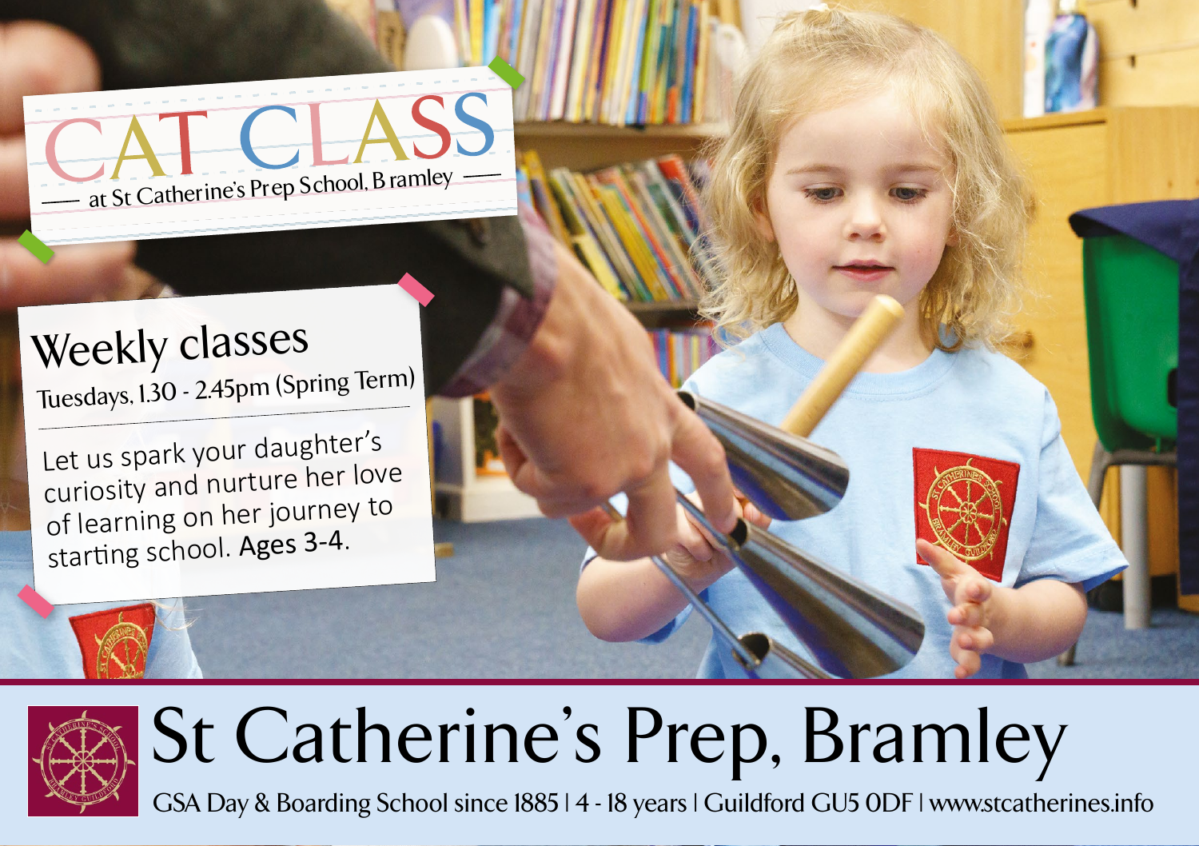# CAT CLASS

at St Catherine's Prep School, Bramley

## Weekly classes

Tuesdays, 1.30 - 2.45pm (Spring Term)

Let us spark your daughter's curiosity and nurture her love of learning on her journey to starting school. **Ages 3-4.**

# St Catherine's Prep, Bramley

GSA Day & Boarding School since 1885 | 4 - 18 years | Guildford GU5 0DF | www.stcatherines.info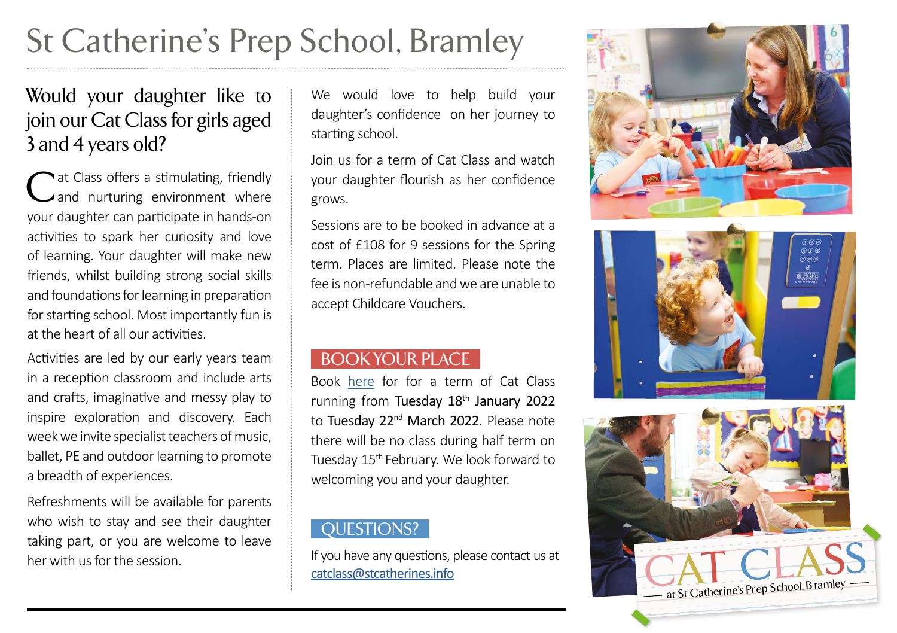# St Catherine's Prep School, Bramley

## Would your daughter like to join our Cat Class for girls aged 3 and 4 years old?

Cat Class offers a stimulating, friendly and nurturing environment where your daughter can participate in hands-on activities to spark her curiosity and love of learning. Your daughter will make new friends, whilst building strong social skills and foundations for learning in preparation for starting school. Most importantly fun is at the heart of all our activities.

Activities are led by our early years team in a reception classroom and include arts and crafts, imaginative and messy play to inspire exploration and discovery. Each week we invite specialist teachers of music, ballet, PE and outdoor learning to promote a breadth of experiences.

Refreshments will be available for parents who wish to stay and see their daughter taking part, or you are welcome to leave her with us for the session.

We would love to help build your daughter's confidence on her journey to starting school.

Join us for a term of Cat Class and watch your daughter flourish as her confidence grows.

Sessions are to be booked in advance at a cost of £108 for 9 sessions for the Spring term. Places are limited. Please note the fee is non-refundable and we are unable to accept Childcare Vouchers.

### BOOK YOUR PLACE

Book here for for a term of Cat Class running from **Tuesday 18th January 2022** to **Tuesday 22nd March 2022**. Please note there will be no class during half term on Tuesday 15th February. We look forward to welcoming you and your daughter.

### QUESTIONS?

If you have any questions, please contact us at catclass@stcatherines.info

CAT CLASS
at St Catherine's Prep School, Bramley